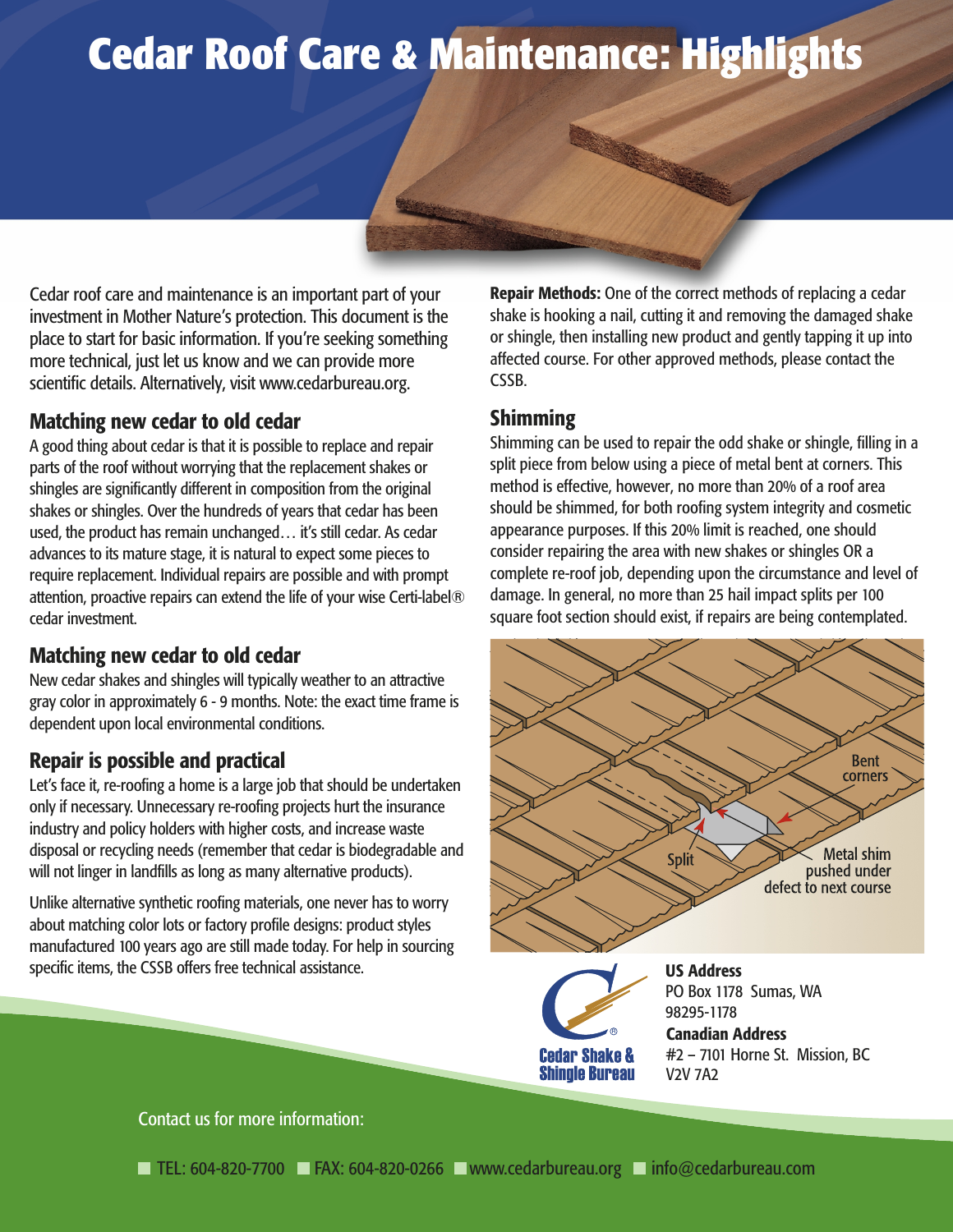# Cedar Roof Care & Maintenance: Highlights

Cedar roof care and maintenance is an important part of your investment in Mother Nature's protection. This document is the place to start for basic information. If you're seeking something more technical, just let us know and we can provide more scientific details. Alternatively, visit www.cedarbureau.org.

## Matching new cedar to old cedar

A good thing about cedar is that it is possible to replace and repair parts of the roof without worrying that the replacement shakes or shingles are significantly different in composition from the original shakes or shingles. Over the hundreds of years that cedar has been used, the product has remain unchanged… it's still cedar. As cedar advances to its mature stage, it is natural to expect some pieces to require replacement. Individual repairs are possible and with prompt attention, proactive repairs can extend the life of your wise Certi-label® cedar investment.

## Matching new cedar to old cedar

New cedar shakes and shingles will typically weather to an attractive gray color in approximately 6 - 9 months. Note: the exact time frame is dependent upon local environmental conditions.

## Repair is possible and practical

Let's face it, re-roofing a home is a large job that should be undertaken only if necessary. Unnecessary re-roofing projects hurt the insurance industry and policy holders with higher costs, and increase waste disposal or recycling needs (remember that cedar is biodegradable and will not linger in landfills as long as many alternative products).

Unlike alternative synthetic roofing materials, one never has to worry about matching color lots or factory profile designs: product styles manufactured 100 years ago are still made today. For help in sourcing specific items, the CSSB offers free technical assistance.

**Repair Methods:** One of the correct methods of replacing a cedar shake is hooking a nail, cutting it and removing the damaged shake or shingle, then installing new product and gently tapping it up into affected course. For other approved methods, please contact the CSSB.

## Shimming

Shimming can be used to repair the odd shake or shingle, filling in a split piece from below using a piece of metal bent at corners. This method is effective, however, no more than 20% of a roof area should be shimmed, for both roofing system integrity and cosmetic appearance purposes. If this 20% limit is reached, one should consider repairing the area with new shakes or shingles OR a complete re-roof job, depending upon the circumstance and level of damage. In general, no more than 25 hail impact splits per 100 square foot section should exist, if repairs are being contemplated.

Bent corners

Split

Metal shim pushed under defect to next course

Cedar Shake & Shingle Bureau

**US Address**
PO Box 1178 Sumas, WA
98295-1178

**Canadian Address**
#2 – 7101 Horne St. Mission, BC
V2V 7A2

Contact us for more information:

TEL: 604-820-7700 FAX: 604-820-0266 www.cedarbureau.org info@cedarbureau.com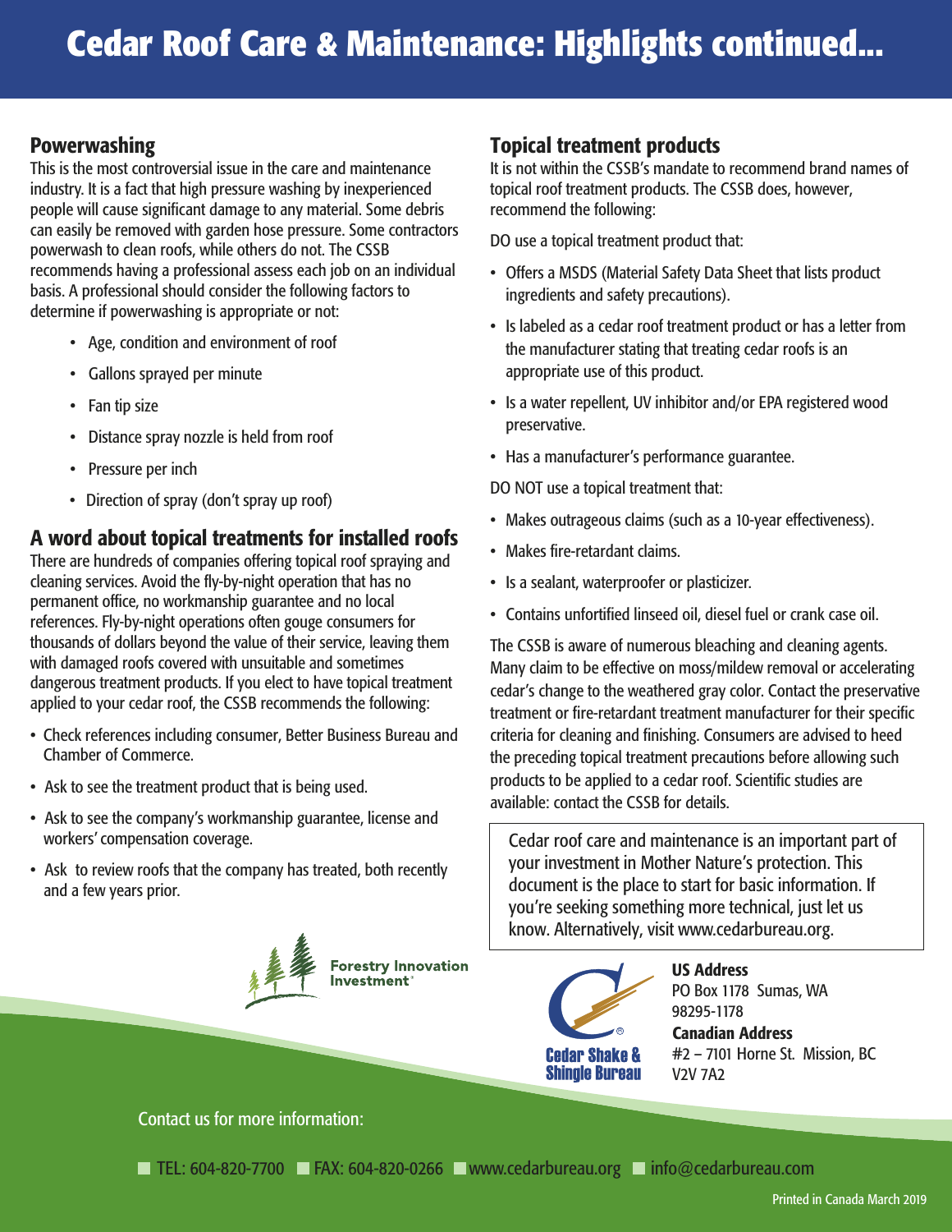# Cedar Roof Care & Maintenance: Highlights continued...

## Powerwashing

This is the most controversial issue in the care and maintenance industry. It is a fact that high pressure washing by inexperienced people will cause significant damage to any material. Some debris can easily be removed with garden hose pressure. Some contractors powerwash to clean roofs, while others do not. The CSSB recommends having a professional assess each job on an individual basis. A professional should consider the following factors to determine if powerwashing is appropriate or not:

- Age, condition and environment of roof
- Gallons sprayed per minute
- Fan tip size
- Distance spray nozzle is held from roof
- Pressure per inch
- Direction of spray (don't spray up roof)

## A word about topical treatments for installed roofs

There are hundreds of companies offering topical roof spraying and cleaning services. Avoid the fly-by-night operation that has no permanent office, no workmanship guarantee and no local references. Fly-by-night operations often gouge consumers for thousands of dollars beyond the value of their service, leaving them with damaged roofs covered with unsuitable and sometimes dangerous treatment products. If you elect to have topical treatment applied to your cedar roof, the CSSB recommends the following:

- Check references including consumer, Better Business Bureau and Chamber of Commerce.
- Ask to see the treatment product that is being used.
- Ask to see the company's workmanship guarantee, license and workers' compensation coverage.
- Ask to review roofs that the company has treated, both recently and a few years prior.

## Topical treatment products

It is not within the CSSB's mandate to recommend brand names of topical roof treatment products. The CSSB does, however, recommend the following:

DO use a topical treatment product that:

- Offers a MSDS (Material Safety Data Sheet that lists product ingredients and safety precautions).
- Is labeled as a cedar roof treatment product or has a letter from the manufacturer stating that treating cedar roofs is an appropriate use of this product.
- Is a water repellent, UV inhibitor and/or EPA registered wood preservative.
- Has a manufacturer's performance guarantee.

DO NOT use a topical treatment that:

- Makes outrageous claims (such as a 10-year effectiveness).
- Makes fire-retardant claims.
- Is a sealant, waterproofer or plasticizer.
- Contains unfortified linseed oil, diesel fuel or crank case oil.

The CSSB is aware of numerous bleaching and cleaning agents. Many claim to be effective on moss/mildew removal or accelerating cedar's change to the weathered gray color. Contact the preservative treatment or fire-retardant treatment manufacturer for their specific criteria for cleaning and finishing. Consumers are advised to heed the preceding topical treatment precautions before allowing such products to be applied to a cedar roof. Scientific studies are available: contact the CSSB for details.

Cedar roof care and maintenance is an important part of your investment in Mother Nature's protection. This document is the place to start for basic information. If you're seeking something more technical, just let us know. Alternatively, visit www.cedarbureau.org.

Forestry Innovation Investment

Cedar Shake & Shingle Bureau

**US Address**
PO Box 1178 Sumas, WA 98295-1178

**Canadian Address**
#2 – 7101 Horne St. Mission, BC V2V 7A2

Contact us for more information:

TEL: 604-820-7700 FAX: 604-820-0266 www.cedarbureau.org info@cedarbureau.com

Printed in Canada March 2019